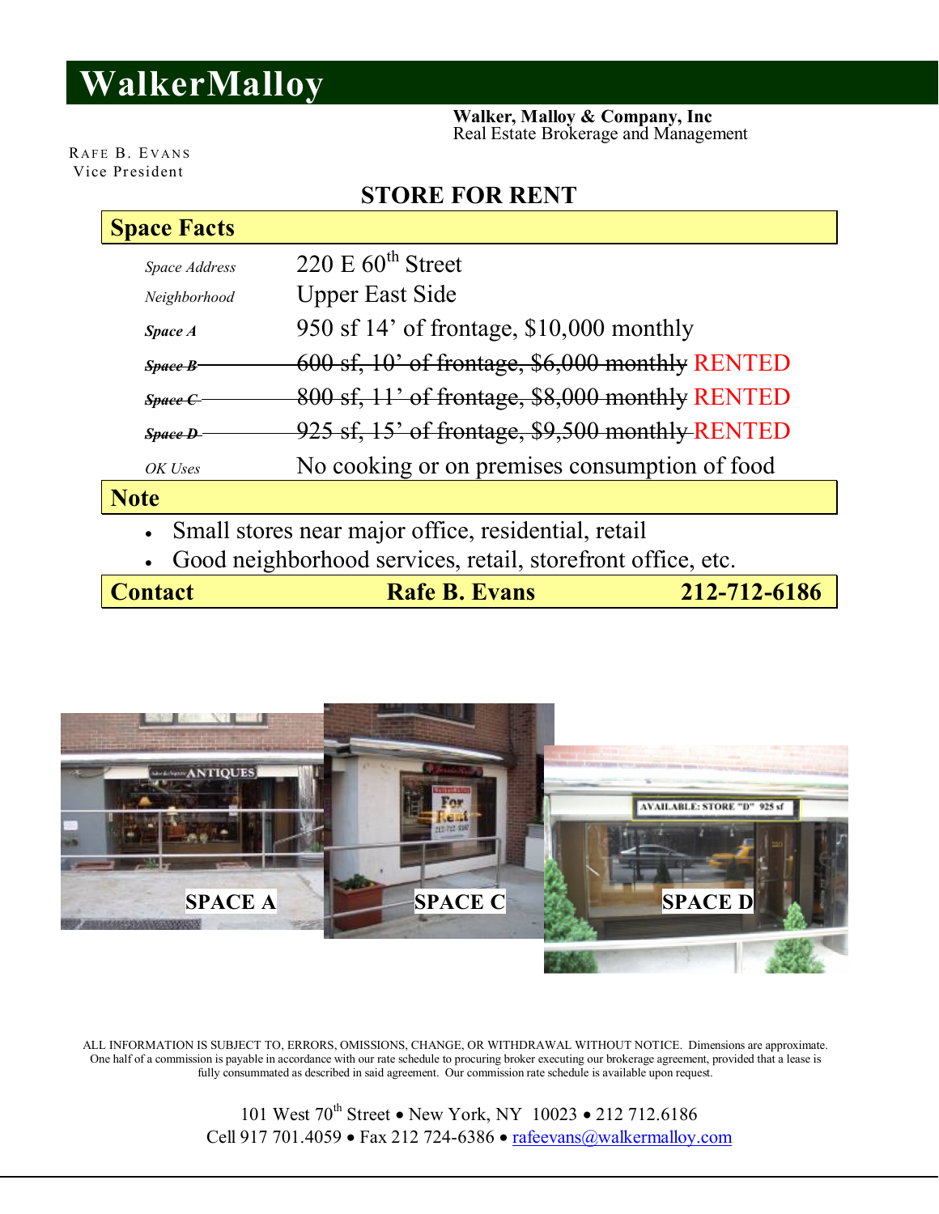# WalkerMalloy

**Walker, Malloy & Company, Inc**
Real Estate Brokerage and Management

RAFE B. EVANS
Vice President

## STORE FOR RENT

| **Space Facts** | |
|---|---|
| *Space Address* | 220 E 60th Street |
| *Neighborhood* | Upper East Side |
| ***Space A*** | 950 sf 14' of frontage, $10,000 monthly |
| ~~***Space B***~~ | ~~600 sf, 10' of frontage, $6,000 monthly~~ RENTED |
| ~~***Space C***~~ | ~~800 sf, 11' of frontage, $8,000 monthly~~ RENTED |
| ~~***Space D***~~ | ~~925 sf, 15' of frontage, $9,500 monthly~~ RENTED |
| *OK Uses* | No cooking or on premises consumption of food |

**Note**

- Small stores near major office, residential, retail
- Good neighborhood services, retail, storefront office, etc.

| **Contact** | **Rafe B. Evans** | **212-712-6186** |
|---|---|---|

SPACE A

SPACE C

SPACE D

ALL INFORMATION IS SUBJECT TO, ERRORS, OMISSIONS, CHANGE, OR WITHDRAWAL WITHOUT NOTICE. Dimensions are approximate. One half of a commission is payable in accordance with our rate schedule to procuring broker executing our brokerage agreement, provided that a lease is fully consummated as described in said agreement. Our commission rate schedule is available upon request.

101 West 70th Street • New York, NY 10023 • 212 712.6186
Cell 917 701.4059 • Fax 212 724-6386 • rafeevans@walkermalloy.com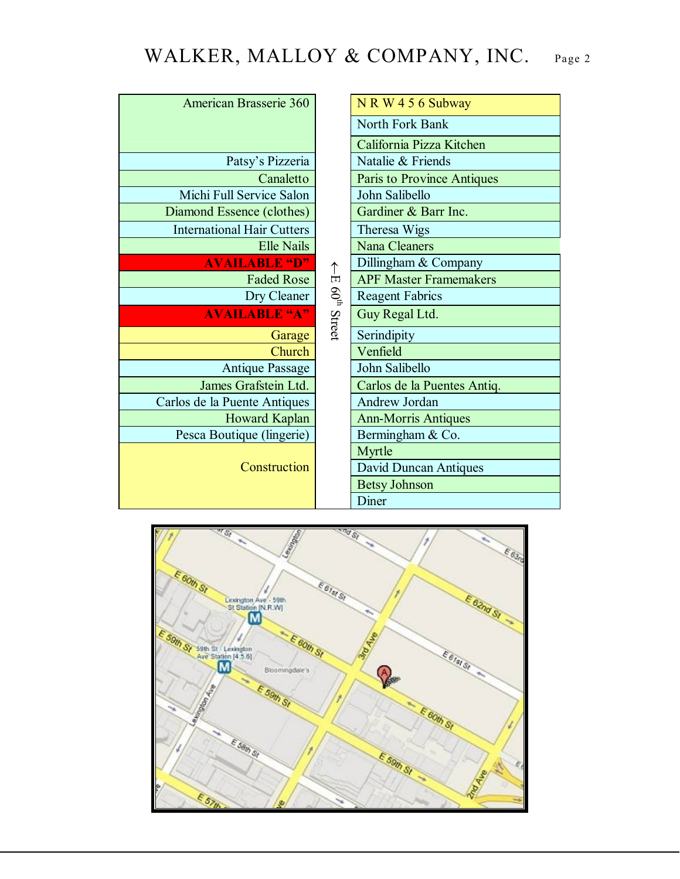| North Side | ←E 60th Street | South Side |
|---|---|---|
| American Brasserie 360 | | N R W 4 5 6 Subway |
| | | North Fork Bank |
| | | California Pizza Kitchen |
| Patsy's Pizzeria | | Natalie & Friends |
| Canaletto | | Paris to Province Antiques |
| Michi Full Service Salon | | John Salibello |
| Diamond Essence (clothes) | | Gardiner & Barr Inc. |
| International Hair Cutters | | Theresa Wigs |
| Elle Nails | | Nana Cleaners |
| **AVAILABLE "D"** | | Dillingham & Company |
| Faded Rose | | APF Master Framemakers |
| Dry Cleaner | | Reagent Fabrics |
| **AVAILABLE "A"** | | Guy Regal Ltd. |
| Garage | | Serindipity |
| Church | | Venfield |
| Antique Passage | | John Salibello |
| James Grafstein Ltd. | | Carlos de la Puentes Antiq. |
| Carlos de la Puente Antiques | | Andrew Jordan |
| Howard Kaplan | | Ann-Morris Antiques |
| Pesca Boutique (lingerie) | | Bermingham & Co. |
| Construction | | Myrtle |
| | | David Duncan Antiques |
| | | Betsy Johnson |
| | | Diner |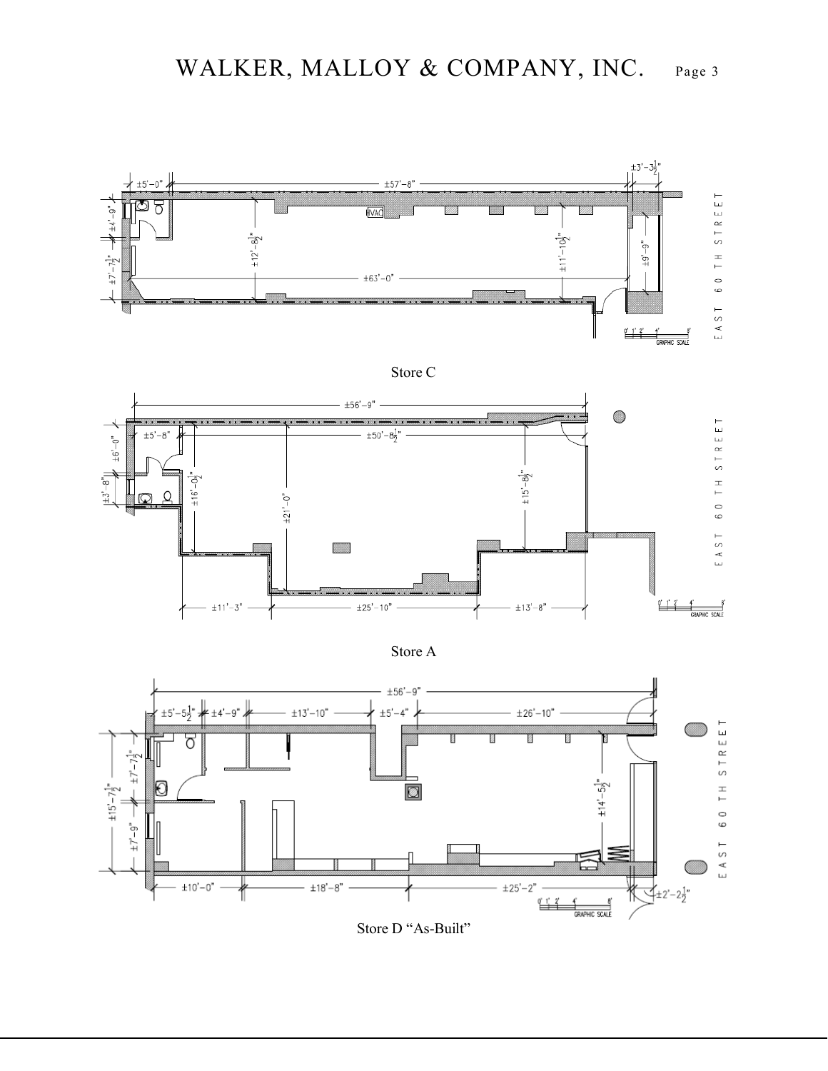# WALKER, MALLOY & COMPANY, INC.

±5'-0"
±57'-8"
±3'-3½"
±4'-9"
±7'-7½"
HVAC
±12'-8½"
±11'-10½"
±9'-9"
±63'-0"
EAST 60TH STREET
0' 1' 2' 4' 8'
GRAPHIC SCALE

Store C

±56'-9"
±5'-8"
±50'-8½"
±6'-0"
±3'-8"
±16'-0½"
±21'-0"
±15'-8½"
EAST 60TH STREET
±11'-3"
±25'-10"
±13'-8"
0' 1' 2' 4' 8'
GRAPHIC SCALE

Store A

±56'-9"
±5'-5½"
±4'-9"
±13'-10"
±5'-4"
±26'-10"
±7'-7½"
±15'-7½"
±7'-9"
±14'-5½"
EAST 60TH STREET
±10'-0"
±18'-8"
±25'-2"
±2'-2½"
0' 1' 2' 4' 8'
GRAPHIC SCALE

Store D "As-Built"